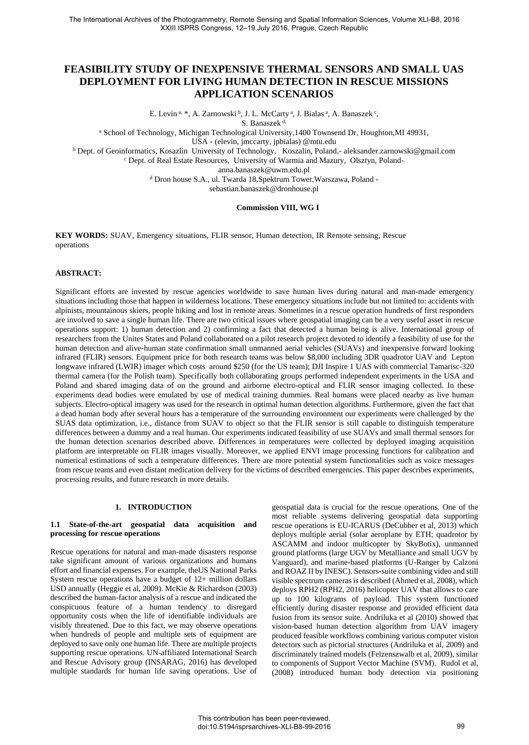# FEASIBILITY STUDY OF INEXPENSIVE THERMAL SENSORS AND SMALL UAS DEPLOYMENT FOR LIVING HUMAN DETECTION IN RESCUE MISSIONS APPLICATION SCENARIOS

E. Levin [a, *], A. Zarnowski [b], J. L. McCarty [a], J. Bialas [a], A. Banaszek [c], S. Banaszek [d]

[a] School of Technology, Michigan Technological University,1400 Townsend Dr, Houghton,MI 49931, USA - (elevin, jmccarty, jpbialas) @mtu.edu

[b] Dept. of Geoinformatics, Kosazlin University of Technology, Koszalin, Poland,- aleksander.zarnowski@gmail.com

[c] Dept. of Real Estate Resources, University of Warmia and Mazury, Olsztyn, Poland- anna.banaszek@uwm.edu.pl

[d] Dron house S.A., ul. Twarda 18,Spektrum Tower,Warszawa, Poland - sebastian.banaszek@dronhouse.pl

**Commission VIII, WG I**

**KEY WORDS:** SUAV, Emergency situations, FLIR sensor, Human detection, IR Remote sensing, Rescue operations

## ABSTRACT:

Significant efforts are invested by rescue agencies worldwide to save human lives during natural and man-made emergency situations including those that happen in wilderness locations. These emergency situations include but not limited to: accidents with alpinists, mountainous skiers, people hiking and lost in remote areas. Sometimes in a rescue operation hundreds of first responders are involved to save a single human life. There are two critical issues where geospatial imaging can be a very useful asset in rescue operations support: 1) human detection and 2) confirming a fact that detected a human being is alive. International group of researchers from the Unites States and Poland collaborated on a pilot research project devoted to identify a feasibility of use for the human detection and alive-human state confirmation small unmanned aerial vehicles (SUAVs) and inexpensive forward looking infrared (FLIR) sensors. Equipment price for both research teams was below $8,000 including 3DR quadrotor UAV and Lepton longwave infrared (LWIR) imager which costs around $250 (for the US team); DJI Inspire 1 UAS with commercial Tamarisc-320 thermal camera (for the Polish team). Specifically both collaborating groups performed independent experiments in the USA and Poland and shared imaging data of on the ground and airborne electro-optical and FLIR sensor imaging collected. In these experiments dead bodies were emulated by use of medical training dummies. Real humans were placed nearby as live human subjects. Electro-optical imagery was used for the research in optimal human detection algorithms. Furthermore, given the fact that a dead human body after several hours has a temperature of the surrounding environment our experiments were challenged by the SUAS data optimization, i.e., distance from SUAV to object so that the FLIR sensor is still capable to distinguish temperature differences between a dummy and a real human. Our experiments indicated feasibility of use SUAVs and small thermal sensors for the human detection scenarios described above. Differences in temperatures were collected by deployed imaging acquisition platform are interpretable on FLIR images visually. Moreover, we applied ENVI image processing functions for calibration and numerical estimations of such a temperature differences. There are more potential system functionalities such as voice messages from rescue teams and even distant medication delivery for the victims of described emergencies. This paper describes experiments, processing results, and future research in more details.

## 1. INTRODUCTION

### 1.1 State-of-the-art geospatial data acquisition and processing for rescue operations

Rescue operations for natural and man-made disasters response take significant amount of various organizations and humans effort and financial expenses. For example, theUS National Parks System rescue operations have a budget of 12+ million dollars USD annually (Heggie et al, 2009). McKie & Richardson (2003) described the human-factor analysis of a rescue and indicated the conspicuous feature of a human tendency to disregard opportunity costs when the life of identifiable individuals are visibly threatened. Due to this fact, we may observe operations when hundreds of people and multiple sets of equipment are deployed to save only one human life. There are multiple projects supporting rescue operations. UN-affiliated International Search and Rescue Advisory group (INSARAG, 2016) has developed multiple standards for human life saving operations. Use of geospatial data is crucial for the rescue operations. One of the most reliable systems delivering geospatial data supporting rescue operations is EU-ICARUS (DeCubber et al, 2013) which deploys multiple aerial (solar aeroplane by ETH; quadrotor by ASCAMM and indoor multicopter by SkyBotix), unmanned ground platforms (large UGV by Metalliance and small UGV by Vanguard), and marine-based platforms (U-Ranger by Calzoni and ROAZ II by INESC). Sensors-suite combining video and still visible spectrum cameras is described (Ahmed et al, 2008), which deploys RPH2 (RPH2, 2016) helicopter UAV that allows to care up to 100 kilograms of payload. This system functioned efficiently during disaster response and provided efficient data fusion from its sensor suite. Andriluka et al (2010) showed that vision-based human detection algorithm from UAV imagery produced feasible workflows combining various computer vision detectors such as pictorial structures (Andriluka et al, 2009) and discriminately trained models (Felzenszwalb et al, 2009), similar to components of Support Vector Machine (SVM). Rudol et al, (2008) introduced human body detection via positioning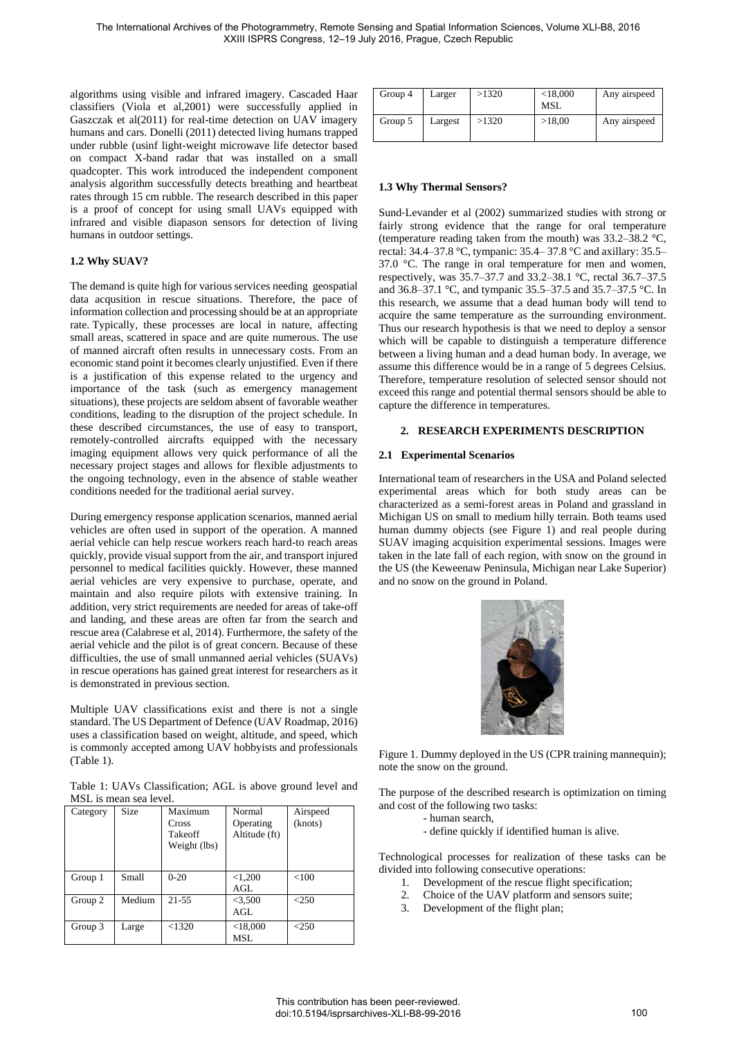algorithms using visible and infrared imagery. Cascaded Haar classifiers (Viola et al,2001) were successfully applied in Gaszczak et al(2011) for real-time detection on UAV imagery humans and cars. Donelli (2011) detected living humans trapped under rubble (usinf light-weight microwave life detector based on compact X-band radar that was installed on a small quadcopter. This work introduced the independent component analysis algorithm successfully detects breathing and heartbeat rates through 15 cm rubble. The research described in this paper is a proof of concept for using small UAVs equipped with infrared and visible diapason sensors for detection of living humans in outdoor settings.

### 1.2 Why SUAV?

The demand is quite high for various services needing geospatial data acqusition in rescue situations. Therefore, the pace of information collection and processing should be at an appropriate rate. Typically, these processes are local in nature, affecting small areas, scattered in space and are quite numerous. The use of manned aircraft often results in unnecessary costs. From an economic stand point it becomes clearly unjustified. Even if there is a justification of this expense related to the urgency and importance of the task (such as emergency management situations), these projects are seldom absent of favorable weather conditions, leading to the disruption of the project schedule. In these described circumstances, the use of easy to transport, remotely-controlled aircrafts equipped with the necessary imaging equipment allows very quick performance of all the necessary project stages and allows for flexible adjustments to the ongoing technology, even in the absence of stable weather conditions needed for the traditional aerial survey.

During emergency response application scenarios, manned aerial vehicles are often used in support of the operation. A manned aerial vehicle can help rescue workers reach hard-to reach areas quickly, provide visual support from the air, and transport injured personnel to medical facilities quickly. However, these manned aerial vehicles are very expensive to purchase, operate, and maintain and also require pilots with extensive training. In addition, very strict requirements are needed for areas of take-off and landing, and these areas are often far from the search and rescue area (Calabrese et al, 2014). Furthermore, the safety of the aerial vehicle and the pilot is of great concern. Because of these difficulties, the use of small unmanned aerial vehicles (SUAVs) in rescue operations has gained great interest for researchers as it is demonstrated in previous section.

Multiple UAV classifications exist and there is not a single standard. The US Department of Defence (UAV Roadmap, 2016) uses a classification based on weight, altitude, and speed, which is commonly accepted among UAV hobbyists and professionals (Table 1).

Table 1: UAVs Classification; AGL is above ground level and MSL is mean sea level.

| Category | Size | Maximum Cross Takeoff Weight (lbs) | Normal Operating Altitude (ft) | Airspeed (knots) |
|---|---|---|---|---|
| Group 1 | Small | 0-20 | <1,200 AGL | <100 |
| Group 2 | Medium | 21-55 | <3,500 AGL | <250 |
| Group 3 | Large | <1320 | <18,000 MSL | <250 |
| Group 4 | Larger | >1320 | <18,000 MSL | Any airspeed |
| Group 5 | Largest | >1320 | >18,00 | Any airspeed |

### 1.3 Why Thermal Sensors?

Sund-Levander et al (2002) summarized studies with strong or fairly strong evidence that the range for oral temperature (temperature reading taken from the mouth) was 33.2–38.2 °C, rectal: 34.4–37.8 °C, tympanic: 35.4– 37.8 °C and axillary: 35.5–37.0 °C. The range in oral temperature for men and women, respectively, was 35.7–37.7 and 33.2–38.1 °C, rectal 36.7–37.5 and 36.8–37.1 °C, and tympanic 35.5–37.5 and 35.7–37.5 °C. In this research, we assume that a dead human body will tend to acquire the same temperature as the surrounding environment. Thus our research hypothesis is that we need to deploy a sensor which will be capable to distinguish a temperature difference between a living human and a dead human body. In average, we assume this difference would be in a range of 5 degrees Celsius. Therefore, temperature resolution of selected sensor should not exceed this range and potential thermal sensors should be able to capture the difference in temperatures.

## 2. RESEARCH EXPERIMENTS DESCRIPTION

### 2.1 Experimental Scenarios

International team of researchers in the USA and Poland selected experimental areas which for both study areas can be characterized as a semi-forest areas in Poland and grassland in Michigan US on small to medium hilly terrain. Both teams used human dummy objects (see Figure 1) and real people during SUAV imaging acquisition experimental sessions. Images were taken in the late fall of each region, with snow on the ground in the US (the Keweenaw Peninsula, Michigan near Lake Superior) and no snow on the ground in Poland.

Figure 1. Dummy deployed in the US (CPR training mannequin); note the snow on the ground.

The purpose of the described research is optimization on timing and cost of the following two tasks:

- human search,
- define quickly if identified human is alive.

Technological processes for realization of these tasks can be divided into following consecutive operations:

1. Development of the rescue flight specification;
2. Choice of the UAV platform and sensors suite;
3. Development of the flight plan;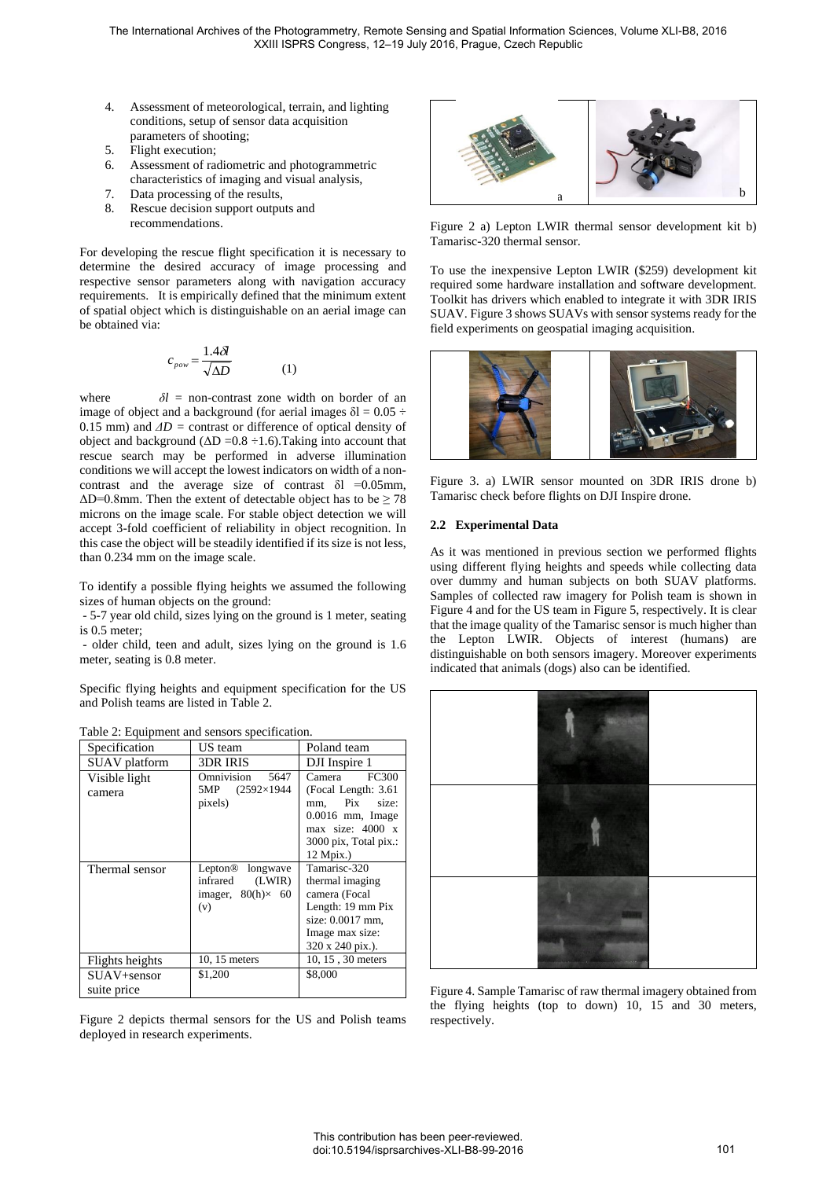4. Assessment of meteorological, terrain, and lighting conditions, setup of sensor data acquisition parameters of shooting;
5. Flight execution;
6. Assessment of radiometric and photogrammetric characteristics of imaging and visual analysis,
7. Data processing of the results,
8. Rescue decision support outputs and recommendations.

For developing the rescue flight specification it is necessary to determine the desired accuracy of image processing and respective sensor parameters along with navigation accuracy requirements. It is empirically defined that the minimum extent of spatial object which is distinguishable on an aerial image can be obtained via:

$$c_{pow} = \frac{1.4\delta l}{\sqrt{\Delta D}} \qquad (1)$$

where $\delta l$ = non-contrast zone width on border of an image of object and a background (for aerial images δl = 0.05 ÷ 0.15 mm) and $\Delta D$ = contrast or difference of optical density of object and background (ΔD =0.8 ÷1.6).Taking into account that rescue search may be performed in adverse illumination conditions we will accept the lowest indicators on width of a non-contrast and the average size of contrast δl =0.05mm, ΔD=0.8mm. Then the extent of detectable object has to be ≥ 78 microns on the image scale. For stable object detection we will accept 3-fold coefficient of reliability in object recognition. In this case the object will be steadily identified if its size is not less, than 0.234 mm on the image scale.

To identify a possible flying heights we assumed the following sizes of human objects on the ground:

- 5-7 year old child, sizes lying on the ground is 1 meter, seating is 0.5 meter;
- older child, teen and adult, sizes lying on the ground is 1.6 meter, seating is 0.8 meter.

Specific flying heights and equipment specification for the US and Polish teams are listed in Table 2.

Table 2: Equipment and sensors specification.

| Specification | US team | Poland team |
|---|---|---|
| SUAV platform | 3DR IRIS | DJI Inspire 1 |
| Visible light camera | Omnivision 5647 5MP (2592×1944 pixels) | Camera FC300 (Focal Length: 3.61 mm, Pix size: 0.0016 mm, Image max size: 4000 x 3000 pix, Total pix.: 12 Mpix.) |
| Thermal sensor | Lepton® longwave infrared (LWIR) imager, 80(h)× 60 (v) | Tamarisc-320 thermal imaging camera (Focal Length: 19 mm Pix size: 0.0017 mm, Image max size: 320 x 240 pix.). |
| Flights heights | 10, 15 meters | 10, 15 , 30 meters |
| SUAV+sensor suite price | $1,200 | $8,000 |

Figure 2 depicts thermal sensors for the US and Polish teams deployed in research experiments.

Figure 2 a) Lepton LWIR thermal sensor development kit b) Tamarisc-320 thermal sensor.

To use the inexpensive Lepton LWIR ($259) development kit required some hardware installation and software development. Toolkit has drivers which enabled to integrate it with 3DR IRIS SUAV. Figure 3 shows SUAVs with sensor systems ready for the field experiments on geospatial imaging acquisition.

Figure 3. a) LWIR sensor mounted on 3DR IRIS drone b) Tamarisc check before flights on DJI Inspire drone.

### 2.2 Experimental Data

As it was mentioned in previous section we performed flights using different flying heights and speeds while collecting data over dummy and human subjects on both SUAV platforms. Samples of collected raw imagery for Polish team is shown in Figure 4 and for the US team in Figure 5, respectively. It is clear that the image quality of the Tamarisc sensor is much higher than the Lepton LWIR. Objects of interest (humans) are distinguishable on both sensors imagery. Moreover experiments indicated that animals (dogs) also can be identified.

Figure 4. Sample Tamarisc of raw thermal imagery obtained from the flying heights (top to down) 10, 15 and 30 meters, respectively.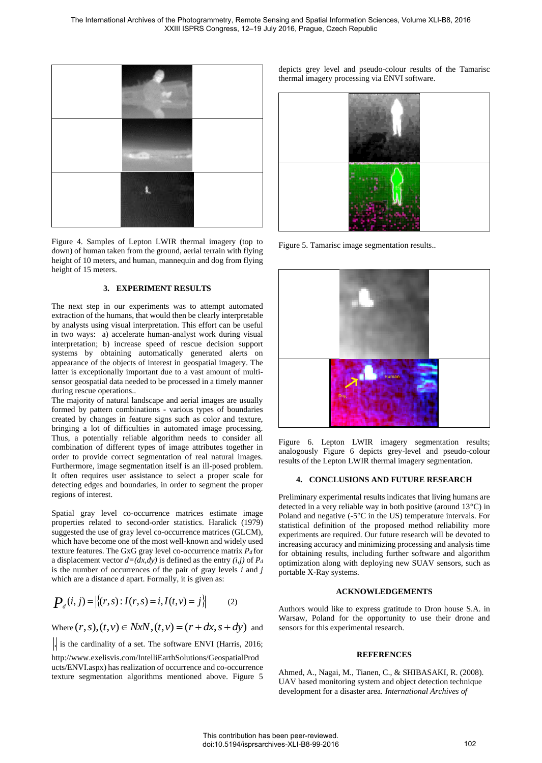Figure 4. Samples of Lepton LWIR thermal imagery (top to down) of human taken from the ground, aerial terrain with flying height of 10 meters, and human, mannequin and dog from flying height of 15 meters.

## 3. EXPERIMENT RESULTS

The next step in our experiments was to attempt automated extraction of the humans, that would then be clearly interpretable by analysts using visual interpretation. This effort can be useful in two ways: a) accelerate human-analyst work during visual interpretation; b) increase speed of rescue decision support systems by obtaining automatically generated alerts on appearance of the objects of interest in geospatial imagery. The latter is exceptionally important due to a vast amount of multi-sensor geospatial data needed to be processed in a timely manner during rescue operations..

The majority of natural landscape and aerial images are usually formed by pattern combinations - various types of boundaries created by changes in feature signs such as color and texture, bringing a lot of difficulties in automated image processing. Thus, a potentially reliable algorithm needs to consider all combination of different types of image attributes together in order to provide correct segmentation of real natural images. Furthermore, image segmentation itself is an ill-posed problem. It often requires user assistance to select a proper scale for detecting edges and boundaries, in order to segment the proper regions of interest.

Spatial gray level co-occurrence matrices estimate image properties related to second-order statistics. Haralick (1979) suggested the use of gray level co-occurrence matrices (GLCM), which have become one of the most well-known and widely used texture features. The GxG gray level co-occurrence matrix $P_d$ for a displacement vector $d=(dx,dy)$ is defined as the entry $(i,j)$ of $P_d$ is the number of occurrences of the pair of gray levels $i$ and $j$ which are a distance $d$ apart. Formally, it is given as:

$$P_d(i,j) = \left|\{(r,s):I(r,s)=i, I(t,v)=j\}\right| \qquad (2)$$

Where $(r,s),(t,v) \in NxN, (t,v)=(r+dx, s+dy)$ and $|.|$ is the cardinality of a set. The software ENVI (Harris, 2016; http://www.exelisvis.com/IntelliEarthSolutions/GeospatialProducts/ENVI.aspx) has realization of occurrence and co-occurrence texture segmentation algorithms mentioned above. Figure 5 depicts grey level and pseudo-colour results of the Tamarisc thermal imagery processing via ENVI software.

Figure 5. Tamarisc image segmentation results..

Figure 6. Lepton LWIR imagery segmentation results; analogously Figure 6 depicts grey-level and pseudo-colour results of the Lepton LWIR thermal imagery segmentation.

## 4. CONCLUSIONS AND FUTURE RESEARCH

Preliminary experimental results indicates that living humans are detected in a very reliable way in both positive (around 13°C) in Poland and negative (-5°C in the US) temperature intervals. For statistical definition of the proposed method reliability more experiments are required. Our future research will be devoted to increasing accuracy and minimizing processing and analysis time for obtaining results, including further software and algorithm optimization along with deploying new SUAV sensors, such as portable X-Ray systems.

## ACKNOWLEDGEMENTS

Authors would like to express gratitude to Dron house S.A. in Warsaw, Poland for the opportunity to use their drone and sensors for this experimental research.

## REFERENCES

Ahmed, A., Nagai, M., Tianen, C., & SHIBASAKI, R. (2008). UAV based monitoring system and object detection technique development for a disaster area. *International Archives of*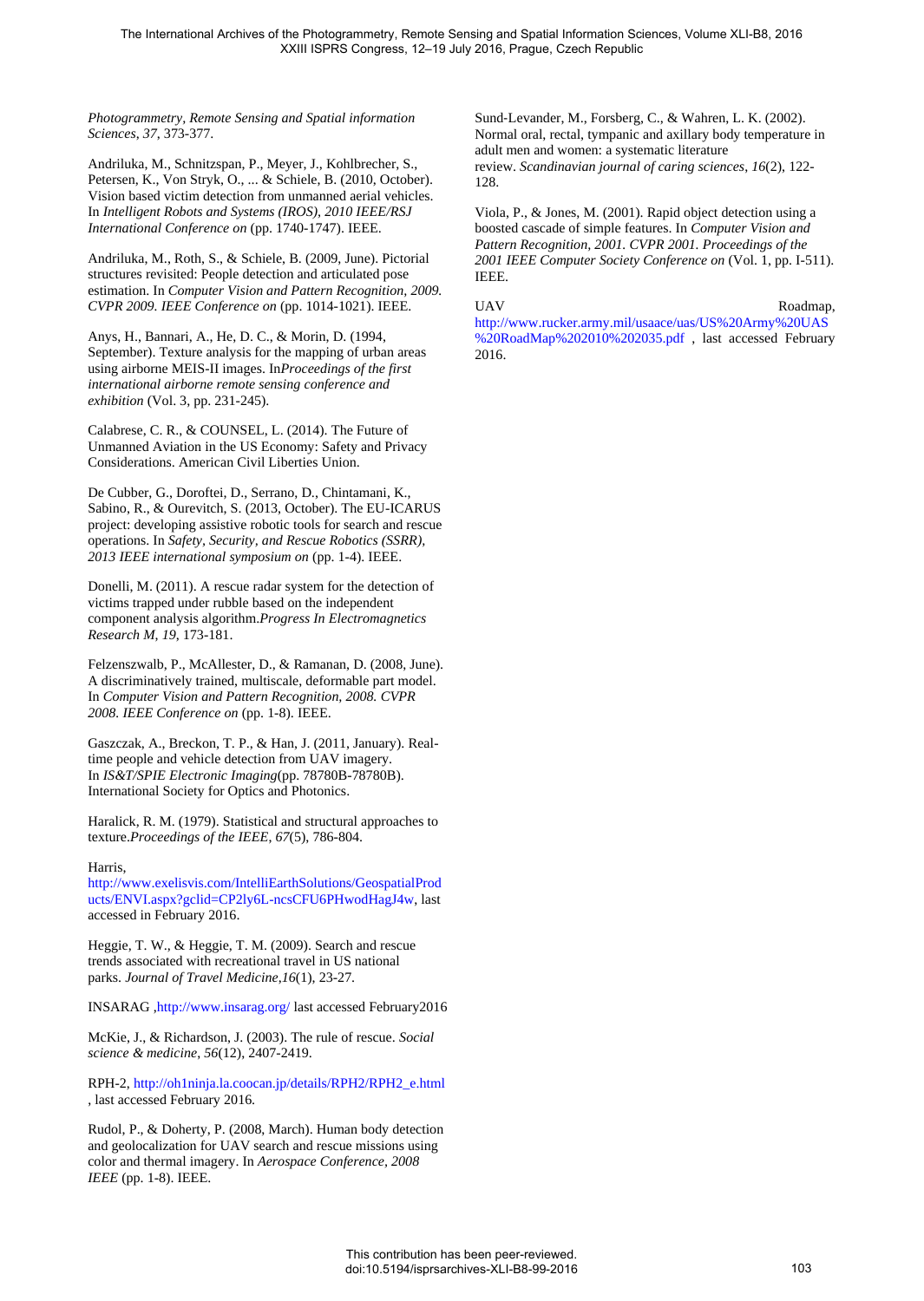*Photogrammetry, Remote Sensing and Spatial information Sciences*, *37*, 373-377.

Andriluka, M., Schnitzspan, P., Meyer, J., Kohlbrecher, S., Petersen, K., Von Stryk, O., ... & Schiele, B. (2010, October). Vision based victim detection from unmanned aerial vehicles. In *Intelligent Robots and Systems (IROS), 2010 IEEE/RSJ International Conference on* (pp. 1740-1747). IEEE.

Andriluka, M., Roth, S., & Schiele, B. (2009, June). Pictorial structures revisited: People detection and articulated pose estimation. In *Computer Vision and Pattern Recognition, 2009. CVPR 2009. IEEE Conference on* (pp. 1014-1021). IEEE.

Anys, H., Bannari, A., He, D. C., & Morin, D. (1994, September). Texture analysis for the mapping of urban areas using airborne MEIS-II images. In*Proceedings of the first international airborne remote sensing conference and exhibition* (Vol. 3, pp. 231-245).

Calabrese, C. R., & COUNSEL, L. (2014). The Future of Unmanned Aviation in the US Economy: Safety and Privacy Considerations. American Civil Liberties Union.

De Cubber, G., Doroftei, D., Serrano, D., Chintamani, K., Sabino, R., & Ourevitch, S. (2013, October). The EU-ICARUS project: developing assistive robotic tools for search and rescue operations. In *Safety, Security, and Rescue Robotics (SSRR), 2013 IEEE international symposium on* (pp. 1-4). IEEE.

Donelli, M. (2011). A rescue radar system for the detection of victims trapped under rubble based on the independent component analysis algorithm.*Progress In Electromagnetics Research M*, *19*, 173-181.

Felzenszwalb, P., McAllester, D., & Ramanan, D. (2008, June). A discriminatively trained, multiscale, deformable part model. In *Computer Vision and Pattern Recognition, 2008. CVPR 2008. IEEE Conference on* (pp. 1-8). IEEE.

Gaszczak, A., Breckon, T. P., & Han, J. (2011, January). Real-time people and vehicle detection from UAV imagery. In *IS&T/SPIE Electronic Imaging*(pp. 78780B-78780B). International Society for Optics and Photonics.

Haralick, R. M. (1979). Statistical and structural approaches to texture.*Proceedings of the IEEE*, *67*(5), 786-804.

Harris, http://www.exelisvis.com/IntelliEarthSolutions/GeospatialProducts/ENVI.aspx?gclid=CP2ly6L-ncsCFU6PHwodHagJ4w, last accessed in February 2016.

Heggie, T. W., & Heggie, T. M. (2009). Search and rescue trends associated with recreational travel in US national parks. *Journal of Travel Medicine*,*16*(1), 23-27.

INSARAG ,http://www.insarag.org/ last accessed February2016

McKie, J., & Richardson, J. (2003). The rule of rescue. *Social science & medicine*, *56*(12), 2407-2419.

RPH-2, http://oh1ninja.la.coocan.jp/details/RPH2/RPH2_e.html , last accessed February 2016.

Rudol, P., & Doherty, P. (2008, March). Human body detection and geolocalization for UAV search and rescue missions using color and thermal imagery. In *Aerospace Conference, 2008 IEEE* (pp. 1-8). IEEE.

Sund-Levander, M., Forsberg, C., & Wahren, L. K. (2002). Normal oral, rectal, tympanic and axillary body temperature in adult men and women: a systematic literature review. *Scandinavian journal of caring sciences*, *16*(2), 122-128.

Viola, P., & Jones, M. (2001). Rapid object detection using a boosted cascade of simple features. In *Computer Vision and Pattern Recognition, 2001. CVPR 2001. Proceedings of the 2001 IEEE Computer Society Conference on* (Vol. 1, pp. I-511). IEEE.

UAV Roadmap, http://www.rucker.army.mil/usaace/uas/US%20Army%20UAS%20RoadMap%202010%202035.pdf , last accessed February 2016.